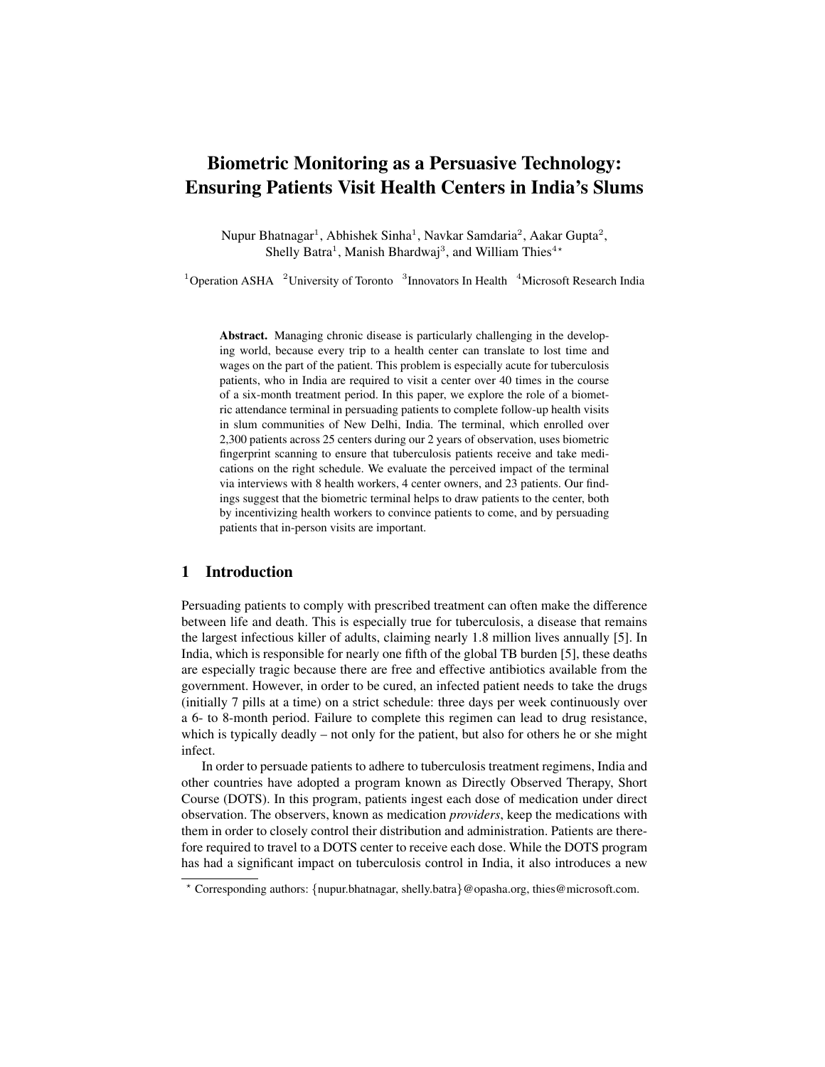# Biometric Monitoring as a Persuasive Technology: Ensuring Patients Visit Health Centers in India's Slums

Nupur Bhatnagar[1], Abhishek Sinha[1], Navkar Samdaria[2], Aakar Gupta[2], Shelly Batra[1], Manish Bhardwaj[3], and William Thies[4*]

[1]Operation ASHA [2]University of Toronto [3]Innovators In Health [4]Microsoft Research India

**Abstract.** Managing chronic disease is particularly challenging in the developing world, because every trip to a health center can translate to lost time and wages on the part of the patient. This problem is especially acute for tuberculosis patients, who in India are required to visit a center over 40 times in the course of a six-month treatment period. In this paper, we explore the role of a biometric attendance terminal in persuading patients to complete follow-up health visits in slum communities of New Delhi, India. The terminal, which enrolled over 2,300 patients across 25 centers during our 2 years of observation, uses biometric fingerprint scanning to ensure that tuberculosis patients receive and take medications on the right schedule. We evaluate the perceived impact of the terminal via interviews with 8 health workers, 4 center owners, and 23 patients. Our findings suggest that the biometric terminal helps to draw patients to the center, both by incentivizing health workers to convince patients to come, and by persuading patients that in-person visits are important.

## 1 Introduction

Persuading patients to comply with prescribed treatment can often make the difference between life and death. This is especially true for tuberculosis, a disease that remains the largest infectious killer of adults, claiming nearly 1.8 million lives annually [5]. In India, which is responsible for nearly one fifth of the global TB burden [5], these deaths are especially tragic because there are free and effective antibiotics available from the government. However, in order to be cured, an infected patient needs to take the drugs (initially 7 pills at a time) on a strict schedule: three days per week continuously over a 6- to 8-month period. Failure to complete this regimen can lead to drug resistance, which is typically deadly – not only for the patient, but also for others he or she might infect.

In order to persuade patients to adhere to tuberculosis treatment regimens, India and other countries have adopted a program known as Directly Observed Therapy, Short Course (DOTS). In this program, patients ingest each dose of medication under direct observation. The observers, known as medication *providers*, keep the medications with them in order to closely control their distribution and administration. Patients are therefore required to travel to a DOTS center to receive each dose. While the DOTS program has had a significant impact on tuberculosis control in India, it also introduces a new

* Corresponding authors: {nupur.bhatnagar, shelly.batra}@opasha.org, thies@microsoft.com.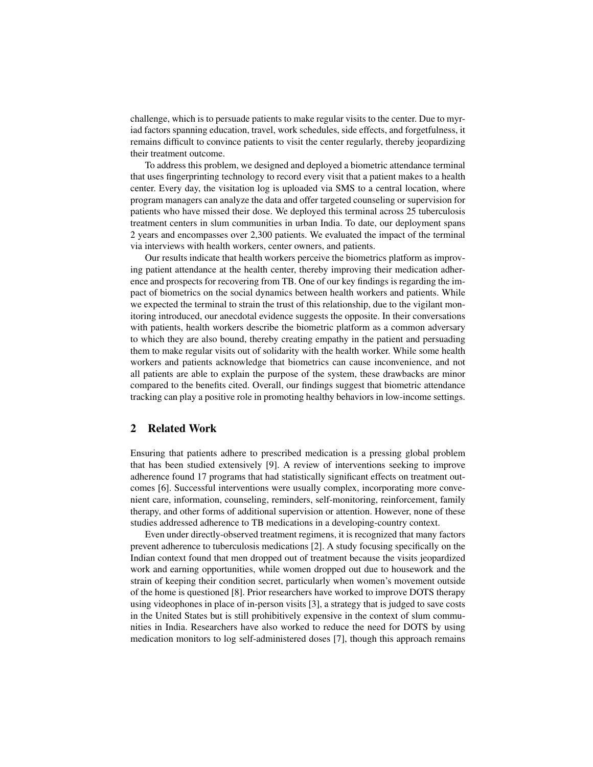challenge, which is to persuade patients to make regular visits to the center. Due to myriad factors spanning education, travel, work schedules, side effects, and forgetfulness, it remains difficult to convince patients to visit the center regularly, thereby jeopardizing their treatment outcome.

To address this problem, we designed and deployed a biometric attendance terminal that uses fingerprinting technology to record every visit that a patient makes to a health center. Every day, the visitation log is uploaded via SMS to a central location, where program managers can analyze the data and offer targeted counseling or supervision for patients who have missed their dose. We deployed this terminal across 25 tuberculosis treatment centers in slum communities in urban India. To date, our deployment spans 2 years and encompasses over 2,300 patients. We evaluated the impact of the terminal via interviews with health workers, center owners, and patients.

Our results indicate that health workers perceive the biometrics platform as improving patient attendance at the health center, thereby improving their medication adherence and prospects for recovering from TB. One of our key findings is regarding the impact of biometrics on the social dynamics between health workers and patients. While we expected the terminal to strain the trust of this relationship, due to the vigilant monitoring introduced, our anecdotal evidence suggests the opposite. In their conversations with patients, health workers describe the biometric platform as a common adversary to which they are also bound, thereby creating empathy in the patient and persuading them to make regular visits out of solidarity with the health worker. While some health workers and patients acknowledge that biometrics can cause inconvenience, and not all patients are able to explain the purpose of the system, these drawbacks are minor compared to the benefits cited. Overall, our findings suggest that biometric attendance tracking can play a positive role in promoting healthy behaviors in low-income settings.

## 2 Related Work

Ensuring that patients adhere to prescribed medication is a pressing global problem that has been studied extensively [9]. A review of interventions seeking to improve adherence found 17 programs that had statistically significant effects on treatment outcomes [6]. Successful interventions were usually complex, incorporating more convenient care, information, counseling, reminders, self-monitoring, reinforcement, family therapy, and other forms of additional supervision or attention. However, none of these studies addressed adherence to TB medications in a developing-country context.

Even under directly-observed treatment regimens, it is recognized that many factors prevent adherence to tuberculosis medications [2]. A study focusing specifically on the Indian context found that men dropped out of treatment because the visits jeopardized work and earning opportunities, while women dropped out due to housework and the strain of keeping their condition secret, particularly when women's movement outside of the home is questioned [8]. Prior researchers have worked to improve DOTS therapy using videophones in place of in-person visits [3], a strategy that is judged to save costs in the United States but is still prohibitively expensive in the context of slum communities in India. Researchers have also worked to reduce the need for DOTS by using medication monitors to log self-administered doses [7], though this approach remains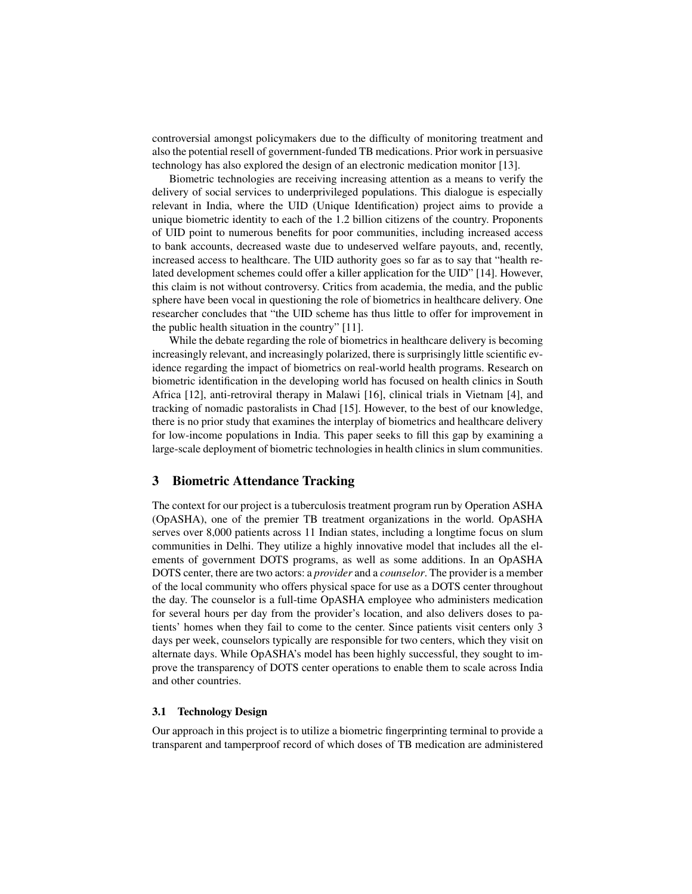controversial amongst policymakers due to the difficulty of monitoring treatment and also the potential resell of government-funded TB medications. Prior work in persuasive technology has also explored the design of an electronic medication monitor [13].

Biometric technologies are receiving increasing attention as a means to verify the delivery of social services to underprivileged populations. This dialogue is especially relevant in India, where the UID (Unique Identification) project aims to provide a unique biometric identity to each of the 1.2 billion citizens of the country. Proponents of UID point to numerous benefits for poor communities, including increased access to bank accounts, decreased waste due to undeserved welfare payouts, and, recently, increased access to healthcare. The UID authority goes so far as to say that "health related development schemes could offer a killer application for the UID" [14]. However, this claim is not without controversy. Critics from academia, the media, and the public sphere have been vocal in questioning the role of biometrics in healthcare delivery. One researcher concludes that "the UID scheme has thus little to offer for improvement in the public health situation in the country" [11].

While the debate regarding the role of biometrics in healthcare delivery is becoming increasingly relevant, and increasingly polarized, there is surprisingly little scientific evidence regarding the impact of biometrics on real-world health programs. Research on biometric identification in the developing world has focused on health clinics in South Africa [12], anti-retroviral therapy in Malawi [16], clinical trials in Vietnam [4], and tracking of nomadic pastoralists in Chad [15]. However, to the best of our knowledge, there is no prior study that examines the interplay of biometrics and healthcare delivery for low-income populations in India. This paper seeks to fill this gap by examining a large-scale deployment of biometric technologies in health clinics in slum communities.

## 3 Biometric Attendance Tracking

The context for our project is a tuberculosis treatment program run by Operation ASHA (OpASHA), one of the premier TB treatment organizations in the world. OpASHA serves over 8,000 patients across 11 Indian states, including a longtime focus on slum communities in Delhi. They utilize a highly innovative model that includes all the elements of government DOTS programs, as well as some additions. In an OpASHA DOTS center, there are two actors: a *provider* and a *counselor*. The provider is a member of the local community who offers physical space for use as a DOTS center throughout the day. The counselor is a full-time OpASHA employee who administers medication for several hours per day from the provider's location, and also delivers doses to patients' homes when they fail to come to the center. Since patients visit centers only 3 days per week, counselors typically are responsible for two centers, which they visit on alternate days. While OpASHA's model has been highly successful, they sought to improve the transparency of DOTS center operations to enable them to scale across India and other countries.

### 3.1 Technology Design

Our approach in this project is to utilize a biometric fingerprinting terminal to provide a transparent and tamperproof record of which doses of TB medication are administered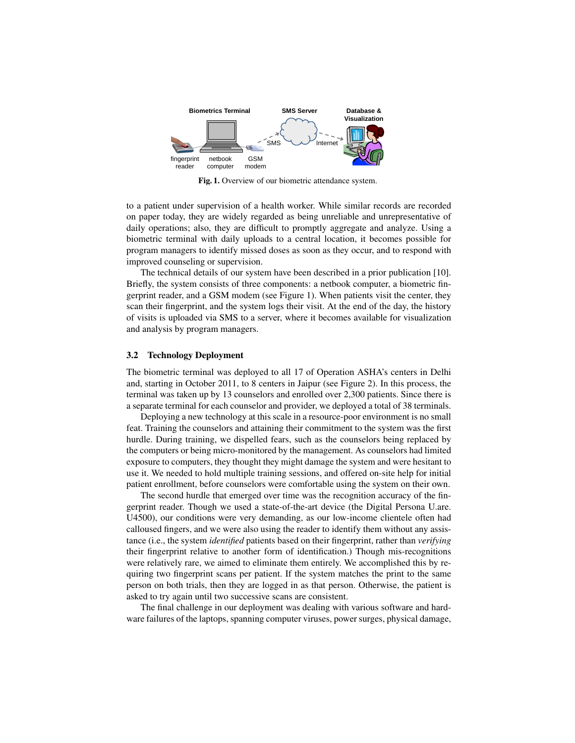Fig. 1. Overview of our biometric attendance system.

to a patient under supervision of a health worker. While similar records are recorded on paper today, they are widely regarded as being unreliable and unrepresentative of daily operations; also, they are difficult to promptly aggregate and analyze. Using a biometric terminal with daily uploads to a central location, it becomes possible for program managers to identify missed doses as soon as they occur, and to respond with improved counseling or supervision.

The technical details of our system have been described in a prior publication [10]. Briefly, the system consists of three components: a netbook computer, a biometric fingerprint reader, and a GSM modem (see Figure 1). When patients visit the center, they scan their fingerprint, and the system logs their visit. At the end of the day, the history of visits is uploaded via SMS to a server, where it becomes available for visualization and analysis by program managers.

### 3.2 Technology Deployment

The biometric terminal was deployed to all 17 of Operation ASHA's centers in Delhi and, starting in October 2011, to 8 centers in Jaipur (see Figure 2). In this process, the terminal was taken up by 13 counselors and enrolled over 2,300 patients. Since there is a separate terminal for each counselor and provider, we deployed a total of 38 terminals.

Deploying a new technology at this scale in a resource-poor environment is no small feat. Training the counselors and attaining their commitment to the system was the first hurdle. During training, we dispelled fears, such as the counselors being replaced by the computers or being micro-monitored by the management. As counselors had limited exposure to computers, they thought they might damage the system and were hesitant to use it. We needed to hold multiple training sessions, and offered on-site help for initial patient enrollment, before counselors were comfortable using the system on their own.

The second hurdle that emerged over time was the recognition accuracy of the fingerprint reader. Though we used a state-of-the-art device (the Digital Persona U.are.U4500), our conditions were very demanding, as our low-income clientele often had calloused fingers, and we were also using the reader to identify them without any assistance (i.e., the system *identified* patients based on their fingerprint, rather than *verifying* their fingerprint relative to another form of identification.) Though mis-recognitions were relatively rare, we aimed to eliminate them entirely. We accomplished this by requiring two fingerprint scans per patient. If the system matches the print to the same person on both trials, then they are logged in as that person. Otherwise, the patient is asked to try again until two successive scans are consistent.

The final challenge in our deployment was dealing with various software and hardware failures of the laptops, spanning computer viruses, power surges, physical damage,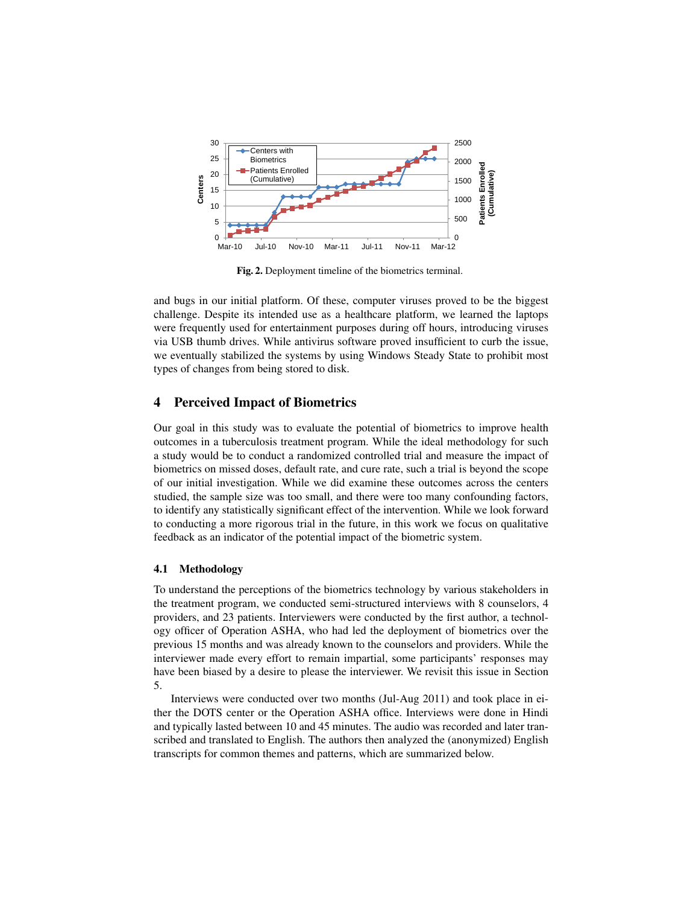Fig. 2. Deployment timeline of the biometrics terminal.

and bugs in our initial platform. Of these, computer viruses proved to be the biggest challenge. Despite its intended use as a healthcare platform, we learned the laptops were frequently used for entertainment purposes during off hours, introducing viruses via USB thumb drives. While antivirus software proved insufficient to curb the issue, we eventually stabilized the systems by using Windows Steady State to prohibit most types of changes from being stored to disk.

## 4 Perceived Impact of Biometrics

Our goal in this study was to evaluate the potential of biometrics to improve health outcomes in a tuberculosis treatment program. While the ideal methodology for such a study would be to conduct a randomized controlled trial and measure the impact of biometrics on missed doses, default rate, and cure rate, such a trial is beyond the scope of our initial investigation. While we did examine these outcomes across the centers studied, the sample size was too small, and there were too many confounding factors, to identify any statistically significant effect of the intervention. While we look forward to conducting a more rigorous trial in the future, in this work we focus on qualitative feedback as an indicator of the potential impact of the biometric system.

### 4.1 Methodology

To understand the perceptions of the biometrics technology by various stakeholders in the treatment program, we conducted semi-structured interviews with 8 counselors, 4 providers, and 23 patients. Interviewers were conducted by the first author, a technology officer of Operation ASHA, who had led the deployment of biometrics over the previous 15 months and was already known to the counselors and providers. While the interviewer made every effort to remain impartial, some participants' responses may have been biased by a desire to please the interviewer. We revisit this issue in Section 5.

Interviews were conducted over two months (Jul-Aug 2011) and took place in either the DOTS center or the Operation ASHA office. Interviews were done in Hindi and typically lasted between 10 and 45 minutes. The audio was recorded and later transcribed and translated to English. The authors then analyzed the (anonymized) English transcripts for common themes and patterns, which are summarized below.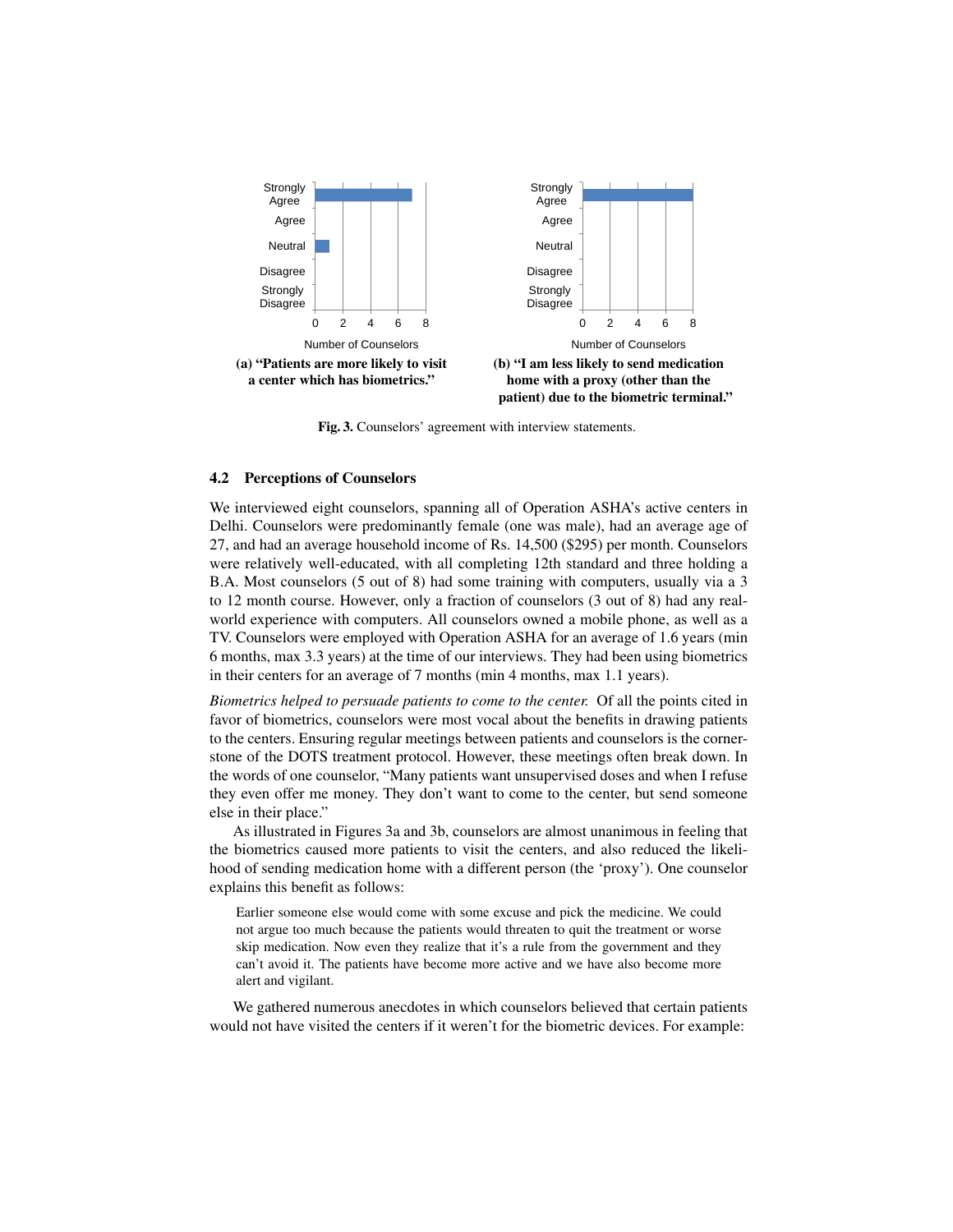(a) **"Patients are more likely to visit a center which has biometrics."**

(b) **"I am less likely to send medication home with a proxy (other than the patient) due to the biometric terminal."**

**Fig. 3.** Counselors' agreement with interview statements.

### 4.2 Perceptions of Counselors

We interviewed eight counselors, spanning all of Operation ASHA's active centers in Delhi. Counselors were predominantly female (one was male), had an average age of 27, and had an average household income of Rs. 14,500 ($295) per month. Counselors were relatively well-educated, with all completing 12th standard and three holding a B.A. Most counselors (5 out of 8) had some training with computers, usually via a 3 to 12 month course. However, only a fraction of counselors (3 out of 8) had any real-world experience with computers. All counselors owned a mobile phone, as well as a TV. Counselors were employed with Operation ASHA for an average of 1.6 years (min 6 months, max 3.3 years) at the time of our interviews. They had been using biometrics in their centers for an average of 7 months (min 4 months, max 1.1 years).

*Biometrics helped to persuade patients to come to the center.* Of all the points cited in favor of biometrics, counselors were most vocal about the benefits in drawing patients to the centers. Ensuring regular meetings between patients and counselors is the cornerstone of the DOTS treatment protocol. However, these meetings often break down. In the words of one counselor, "Many patients want unsupervised doses and when I refuse they even offer me money. They don't want to come to the center, but send someone else in their place."

As illustrated in Figures 3a and 3b, counselors are almost unanimous in feeling that the biometrics caused more patients to visit the centers, and also reduced the likelihood of sending medication home with a different person (the 'proxy'). One counselor explains this benefit as follows:

> Earlier someone else would come with some excuse and pick the medicine. We could not argue too much because the patients would threaten to quit the treatment or worse skip medication. Now even they realize that it's a rule from the government and they can't avoid it. The patients have become more active and we have also become more alert and vigilant.

We gathered numerous anecdotes in which counselors believed that certain patients would not have visited the centers if it weren't for the biometric devices. For example: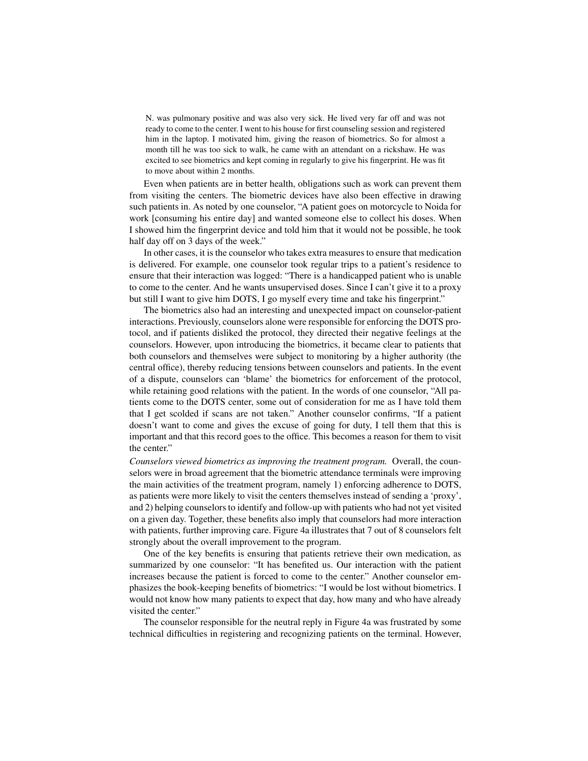> N. was pulmonary positive and was also very sick. He lived very far off and was not ready to come to the center. I went to his house for first counseling session and registered him in the laptop. I motivated him, giving the reason of biometrics. So for almost a month till he was too sick to walk, he came with an attendant on a rickshaw. He was excited to see biometrics and kept coming in regularly to give his fingerprint. He was fit to move about within 2 months.

Even when patients are in better health, obligations such as work can prevent them from visiting the centers. The biometric devices have also been effective in drawing such patients in. As noted by one counselor, "A patient goes on motorcycle to Noida for work [consuming his entire day] and wanted someone else to collect his doses. When I showed him the fingerprint device and told him that it would not be possible, he took half day off on 3 days of the week."

In other cases, it is the counselor who takes extra measures to ensure that medication is delivered. For example, one counselor took regular trips to a patient's residence to ensure that their interaction was logged: "There is a handicapped patient who is unable to come to the center. And he wants unsupervised doses. Since I can't give it to a proxy but still I want to give him DOTS, I go myself every time and take his fingerprint."

The biometrics also had an interesting and unexpected impact on counselor-patient interactions. Previously, counselors alone were responsible for enforcing the DOTS protocol, and if patients disliked the protocol, they directed their negative feelings at the counselors. However, upon introducing the biometrics, it became clear to patients that both counselors and themselves were subject to monitoring by a higher authority (the central office), thereby reducing tensions between counselors and patients. In the event of a dispute, counselors can 'blame' the biometrics for enforcement of the protocol, while retaining good relations with the patient. In the words of one counselor, "All patients come to the DOTS center, some out of consideration for me as I have told them that I get scolded if scans are not taken." Another counselor confirms, "If a patient doesn't want to come and gives the excuse of going for duty, I tell them that this is important and that this record goes to the office. This becomes a reason for them to visit the center."

*Counselors viewed biometrics as improving the treatment program.* Overall, the counselors were in broad agreement that the biometric attendance terminals were improving the main activities of the treatment program, namely 1) enforcing adherence to DOTS, as patients were more likely to visit the centers themselves instead of sending a 'proxy', and 2) helping counselors to identify and follow-up with patients who had not yet visited on a given day. Together, these benefits also imply that counselors had more interaction with patients, further improving care. Figure 4a illustrates that 7 out of 8 counselors felt strongly about the overall improvement to the program.

One of the key benefits is ensuring that patients retrieve their own medication, as summarized by one counselor: "It has benefited us. Our interaction with the patient increases because the patient is forced to come to the center." Another counselor emphasizes the book-keeping benefits of biometrics: "I would be lost without biometrics. I would not know how many patients to expect that day, how many and who have already visited the center."

The counselor responsible for the neutral reply in Figure 4a was frustrated by some technical difficulties in registering and recognizing patients on the terminal. However,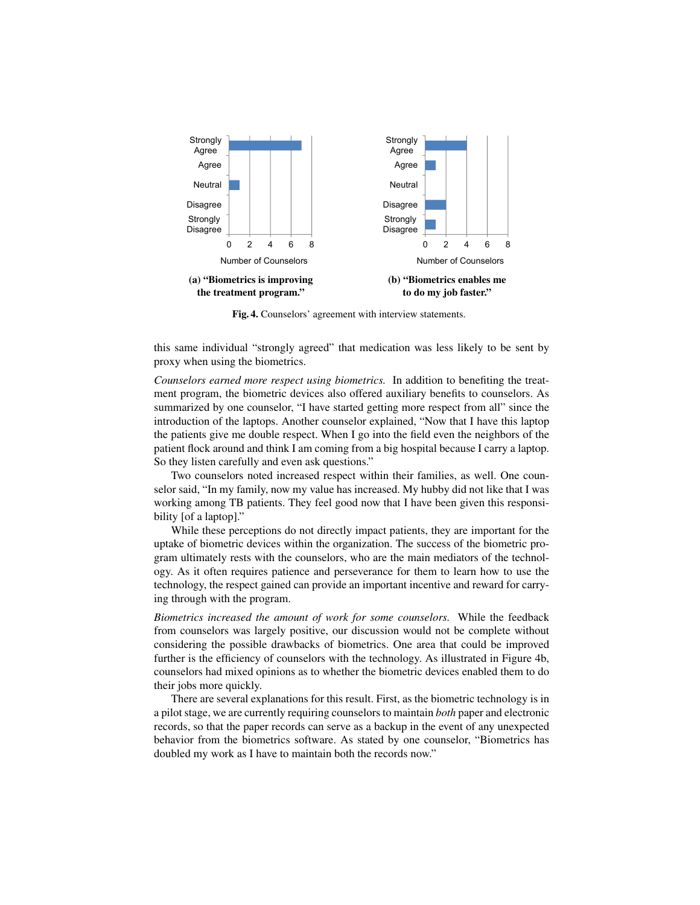Strongly Agree
Agree
Neutral
Disagree
Strongly Disagree
0 2 4 6 8
Number of Counselors

**(a) "Biometrics is improving the treatment program."**

Strongly Agree
Agree
Neutral
Disagree
Strongly Disagree
0 2 4 6 8
Number of Counselors

**(b) "Biometrics enables me to do my job faster."**

**Fig. 4.** Counselors' agreement with interview statements.

this same individual "strongly agreed" that medication was less likely to be sent by proxy when using the biometrics.

*Counselors earned more respect using biometrics.* In addition to benefiting the treatment program, the biometric devices also offered auxiliary benefits to counselors. As summarized by one counselor, "I have started getting more respect from all" since the introduction of the laptops. Another counselor explained, "Now that I have this laptop the patients give me double respect. When I go into the field even the neighbors of the patient flock around and think I am coming from a big hospital because I carry a laptop. So they listen carefully and even ask questions."

Two counselors noted increased respect within their families, as well. One counselor said, "In my family, now my value has increased. My hubby did not like that I was working among TB patients. They feel good now that I have been given this responsibility [of a laptop]."

While these perceptions do not directly impact patients, they are important for the uptake of biometric devices within the organization. The success of the biometric program ultimately rests with the counselors, who are the main mediators of the technology. As it often requires patience and perseverance for them to learn how to use the technology, the respect gained can provide an important incentive and reward for carrying through with the program.

*Biometrics increased the amount of work for some counselors.* While the feedback from counselors was largely positive, our discussion would not be complete without considering the possible drawbacks of biometrics. One area that could be improved further is the efficiency of counselors with the technology. As illustrated in Figure 4b, counselors had mixed opinions as to whether the biometric devices enabled them to do their jobs more quickly.

There are several explanations for this result. First, as the biometric technology is in a pilot stage, we are currently requiring counselors to maintain *both* paper and electronic records, so that the paper records can serve as a backup in the event of any unexpected behavior from the biometrics software. As stated by one counselor, "Biometrics has doubled my work as I have to maintain both the records now."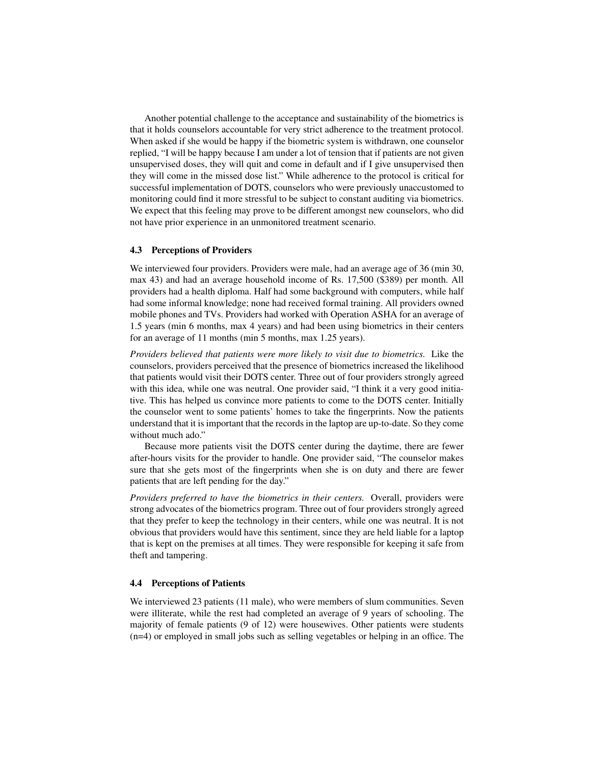Another potential challenge to the acceptance and sustainability of the biometrics is that it holds counselors accountable for very strict adherence to the treatment protocol. When asked if she would be happy if the biometric system is withdrawn, one counselor replied, "I will be happy because I am under a lot of tension that if patients are not given unsupervised doses, they will quit and come in default and if I give unsupervised then they will come in the missed dose list." While adherence to the protocol is critical for successful implementation of DOTS, counselors who were previously unaccustomed to monitoring could find it more stressful to be subject to constant auditing via biometrics. We expect that this feeling may prove to be different amongst new counselors, who did not have prior experience in an unmonitored treatment scenario.

### 4.3 Perceptions of Providers

We interviewed four providers. Providers were male, had an average age of 36 (min 30, max 43) and had an average household income of Rs. 17,500 ($389) per month. All providers had a health diploma. Half had some background with computers, while half had some informal knowledge; none had received formal training. All providers owned mobile phones and TVs. Providers had worked with Operation ASHA for an average of 1.5 years (min 6 months, max 4 years) and had been using biometrics in their centers for an average of 11 months (min 5 months, max 1.25 years).

*Providers believed that patients were more likely to visit due to biometrics.* Like the counselors, providers perceived that the presence of biometrics increased the likelihood that patients would visit their DOTS center. Three out of four providers strongly agreed with this idea, while one was neutral. One provider said, "I think it a very good initiative. This has helped us convince more patients to come to the DOTS center. Initially the counselor went to some patients' homes to take the fingerprints. Now the patients understand that it is important that the records in the laptop are up-to-date. So they come without much ado."

Because more patients visit the DOTS center during the daytime, there are fewer after-hours visits for the provider to handle. One provider said, "The counselor makes sure that she gets most of the fingerprints when she is on duty and there are fewer patients that are left pending for the day."

*Providers preferred to have the biometrics in their centers.* Overall, providers were strong advocates of the biometrics program. Three out of four providers strongly agreed that they prefer to keep the technology in their centers, while one was neutral. It is not obvious that providers would have this sentiment, since they are held liable for a laptop that is kept on the premises at all times. They were responsible for keeping it safe from theft and tampering.

### 4.4 Perceptions of Patients

We interviewed 23 patients (11 male), who were members of slum communities. Seven were illiterate, while the rest had completed an average of 9 years of schooling. The majority of female patients (9 of 12) were housewives. Other patients were students (n=4) or employed in small jobs such as selling vegetables or helping in an office. The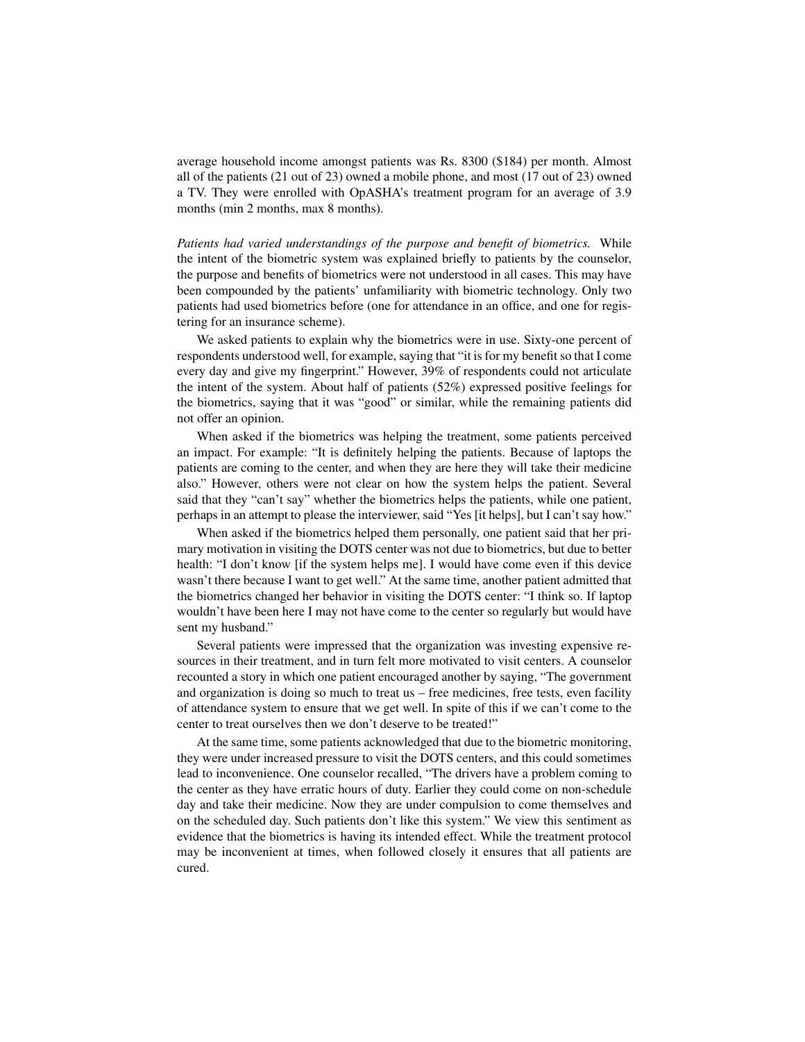average household income amongst patients was Rs. 8300 ($184) per month. Almost all of the patients (21 out of 23) owned a mobile phone, and most (17 out of 23) owned a TV. They were enrolled with OpASHA's treatment program for an average of 3.9 months (min 2 months, max 8 months).

*Patients had varied understandings of the purpose and benefit of biometrics.* While the intent of the biometric system was explained briefly to patients by the counselor, the purpose and benefits of biometrics were not understood in all cases. This may have been compounded by the patients' unfamiliarity with biometric technology. Only two patients had used biometrics before (one for attendance in an office, and one for registering for an insurance scheme).

We asked patients to explain why the biometrics were in use. Sixty-one percent of respondents understood well, for example, saying that "it is for my benefit so that I come every day and give my fingerprint." However, 39% of respondents could not articulate the intent of the system. About half of patients (52%) expressed positive feelings for the biometrics, saying that it was "good" or similar, while the remaining patients did not offer an opinion.

When asked if the biometrics was helping the treatment, some patients perceived an impact. For example: "It is definitely helping the patients. Because of laptops the patients are coming to the center, and when they are here they will take their medicine also." However, others were not clear on how the system helps the patient. Several said that they "can't say" whether the biometrics helps the patients, while one patient, perhaps in an attempt to please the interviewer, said "Yes [it helps], but I can't say how."

When asked if the biometrics helped them personally, one patient said that her primary motivation in visiting the DOTS center was not due to biometrics, but due to better health: "I don't know [if the system helps me]. I would have come even if this device wasn't there because I want to get well." At the same time, another patient admitted that the biometrics changed her behavior in visiting the DOTS center: "I think so. If laptop wouldn't have been here I may not have come to the center so regularly but would have sent my husband."

Several patients were impressed that the organization was investing expensive resources in their treatment, and in turn felt more motivated to visit centers. A counselor recounted a story in which one patient encouraged another by saying, "The government and organization is doing so much to treat us – free medicines, free tests, even facility of attendance system to ensure that we get well. In spite of this if we can't come to the center to treat ourselves then we don't deserve to be treated!"

At the same time, some patients acknowledged that due to the biometric monitoring, they were under increased pressure to visit the DOTS centers, and this could sometimes lead to inconvenience. One counselor recalled, "The drivers have a problem coming to the center as they have erratic hours of duty. Earlier they could come on non-schedule day and take their medicine. Now they are under compulsion to come themselves and on the scheduled day. Such patients don't like this system." We view this sentiment as evidence that the biometrics is having its intended effect. While the treatment protocol may be inconvenient at times, when followed closely it ensures that all patients are cured.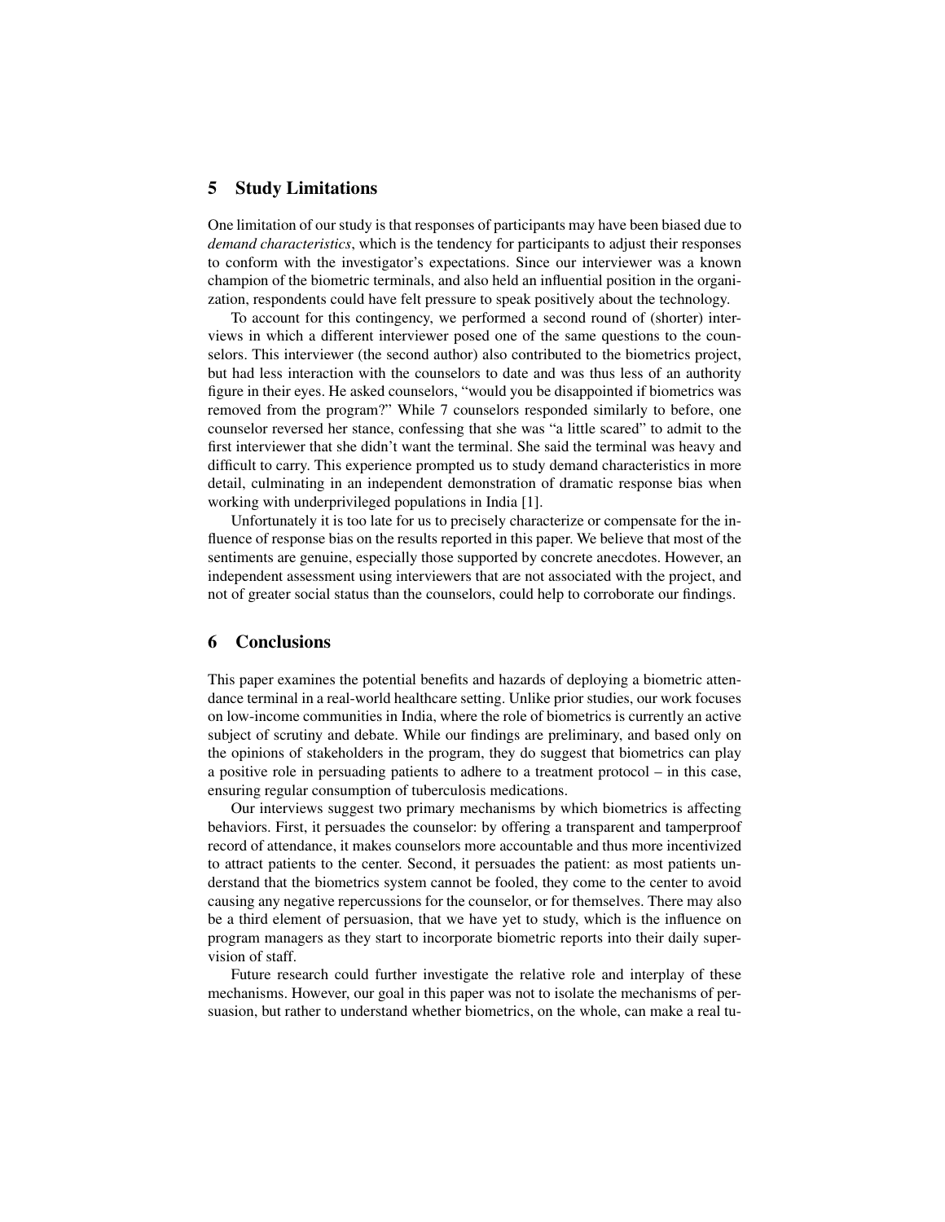## 5 Study Limitations

One limitation of our study is that responses of participants may have been biased due to *demand characteristics*, which is the tendency for participants to adjust their responses to conform with the investigator's expectations. Since our interviewer was a known champion of the biometric terminals, and also held an influential position in the organization, respondents could have felt pressure to speak positively about the technology.

To account for this contingency, we performed a second round of (shorter) interviews in which a different interviewer posed one of the same questions to the counselors. This interviewer (the second author) also contributed to the biometrics project, but had less interaction with the counselors to date and was thus less of an authority figure in their eyes. He asked counselors, "would you be disappointed if biometrics was removed from the program?" While 7 counselors responded similarly to before, one counselor reversed her stance, confessing that she was "a little scared" to admit to the first interviewer that she didn't want the terminal. She said the terminal was heavy and difficult to carry. This experience prompted us to study demand characteristics in more detail, culminating in an independent demonstration of dramatic response bias when working with underprivileged populations in India [1].

Unfortunately it is too late for us to precisely characterize or compensate for the influence of response bias on the results reported in this paper. We believe that most of the sentiments are genuine, especially those supported by concrete anecdotes. However, an independent assessment using interviewers that are not associated with the project, and not of greater social status than the counselors, could help to corroborate our findings.

## 6 Conclusions

This paper examines the potential benefits and hazards of deploying a biometric attendance terminal in a real-world healthcare setting. Unlike prior studies, our work focuses on low-income communities in India, where the role of biometrics is currently an active subject of scrutiny and debate. While our findings are preliminary, and based only on the opinions of stakeholders in the program, they do suggest that biometrics can play a positive role in persuading patients to adhere to a treatment protocol – in this case, ensuring regular consumption of tuberculosis medications.

Our interviews suggest two primary mechanisms by which biometrics is affecting behaviors. First, it persuades the counselor: by offering a transparent and tamperproof record of attendance, it makes counselors more accountable and thus more incentivized to attract patients to the center. Second, it persuades the patient: as most patients understand that the biometrics system cannot be fooled, they come to the center to avoid causing any negative repercussions for the counselor, or for themselves. There may also be a third element of persuasion, that we have yet to study, which is the influence on program managers as they start to incorporate biometric reports into their daily supervision of staff.

Future research could further investigate the relative role and interplay of these mechanisms. However, our goal in this paper was not to isolate the mechanisms of persuasion, but rather to understand whether biometrics, on the whole, can make a real tu-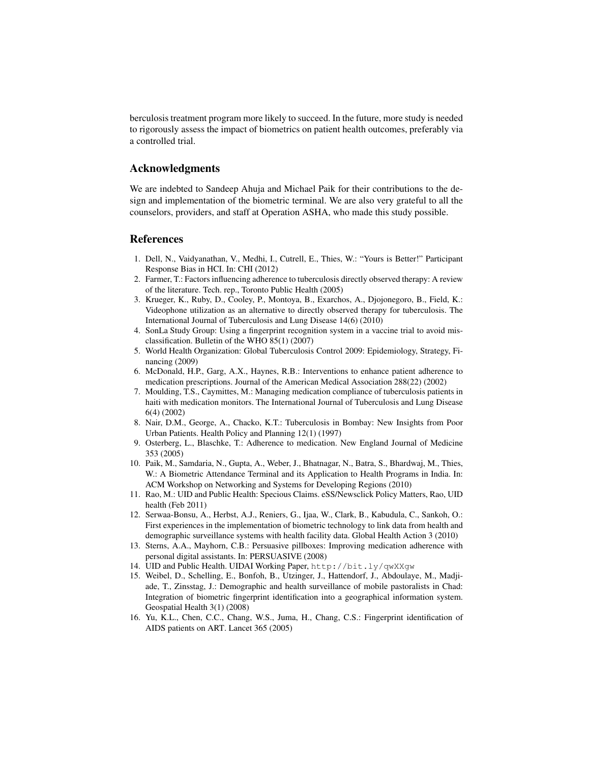berculosis treatment program more likely to succeed. In the future, more study is needed to rigorously assess the impact of biometrics on patient health outcomes, preferably via a controlled trial.

## Acknowledgments

We are indebted to Sandeep Ahuja and Michael Paik for their contributions to the design and implementation of the biometric terminal. We are also very grateful to all the counselors, providers, and staff at Operation ASHA, who made this study possible.

## References

1. Dell, N., Vaidyanathan, V., Medhi, I., Cutrell, E., Thies, W.: "Yours is Better!" Participant Response Bias in HCI. In: CHI (2012)
2. Farmer, T.: Factors influencing adherence to tuberculosis directly observed therapy: A review of the literature. Tech. rep., Toronto Public Health (2005)
3. Krueger, K., Ruby, D., Cooley, P., Montoya, B., Exarchos, A., Djojonegoro, B., Field, K.: Videophone utilization as an alternative to directly observed therapy for tuberculosis. The International Journal of Tuberculosis and Lung Disease 14(6) (2010)
4. SonLa Study Group: Using a fingerprint recognition system in a vaccine trial to avoid misclassification. Bulletin of the WHO 85(1) (2007)
5. World Health Organization: Global Tuberculosis Control 2009: Epidemiology, Strategy, Financing (2009)
6. McDonald, H.P., Garg, A.X., Haynes, R.B.: Interventions to enhance patient adherence to medication prescriptions. Journal of the American Medical Association 288(22) (2002)
7. Moulding, T.S., Caymittes, M.: Managing medication compliance of tuberculosis patients in haiti with medication monitors. The International Journal of Tuberculosis and Lung Disease 6(4) (2002)
8. Nair, D.M., George, A., Chacko, K.T.: Tuberculosis in Bombay: New Insights from Poor Urban Patients. Health Policy and Planning 12(1) (1997)
9. Osterberg, L., Blaschke, T.: Adherence to medication. New England Journal of Medicine 353 (2005)
10. Paik, M., Samdaria, N., Gupta, A., Weber, J., Bhatnagar, N., Batra, S., Bhardwaj, M., Thies, W.: A Biometric Attendance Terminal and its Application to Health Programs in India. In: ACM Workshop on Networking and Systems for Developing Regions (2010)
11. Rao, M.: UID and Public Health: Specious Claims. eSS/Newsclick Policy Matters, Rao, UID health (Feb 2011)
12. Serwaa-Bonsu, A., Herbst, A.J., Reniers, G., Ijaa, W., Clark, B., Kabudula, C., Sankoh, O.: First experiences in the implementation of biometric technology to link data from health and demographic surveillance systems with health facility data. Global Health Action 3 (2010)
13. Sterns, A.A., Mayhorn, C.B.: Persuasive pillboxes: Improving medication adherence with personal digital assistants. In: PERSUASIVE (2008)
14. UID and Public Health. UIDAI Working Paper, `http://bit.ly/qwXXgw`
15. Weibel, D., Schelling, E., Bonfoh, B., Utzinger, J., Hattendorf, J., Abdoulaye, M., Madjiade, T., Zinsstag, J.: Demographic and health surveillance of mobile pastoralists in Chad: Integration of biometric fingerprint identification into a geographical information system. Geospatial Health 3(1) (2008)
16. Yu, K.L., Chen, C.C., Chang, W.S., Juma, H., Chang, C.S.: Fingerprint identification of AIDS patients on ART. Lancet 365 (2005)